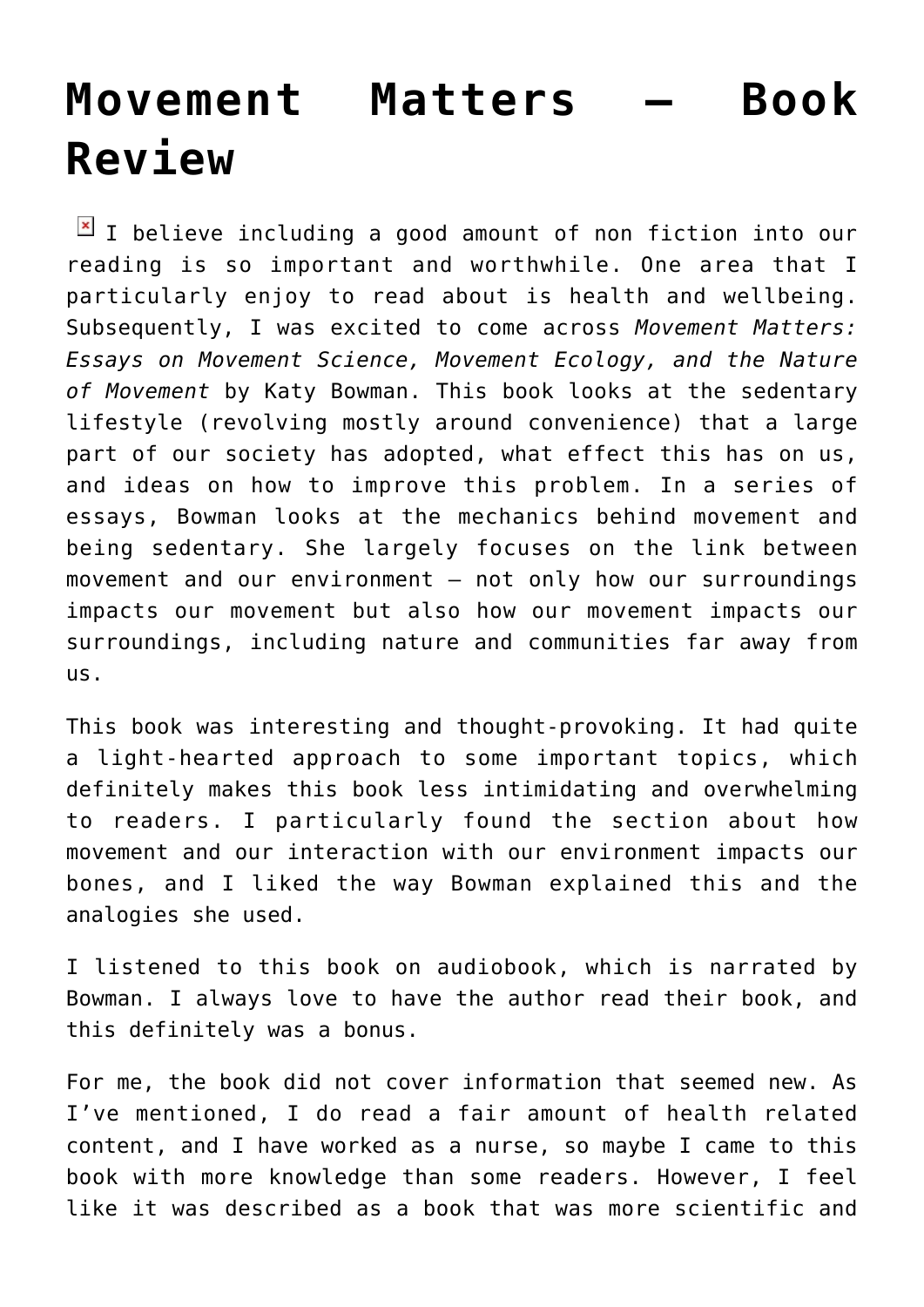# Movement Matters – Book Review

I believe including a good amount of non fiction into our reading is so important and worthwhile. One area that I particularly enjoy to read about is health and wellbeing. Subsequently, I was excited to come across *Movement Matters: Essays on Movement Science, Movement Ecology, and the Nature of Movement* by Katy Bowman. This book looks at the sedentary lifestyle (revolving mostly around convenience) that a large part of our society has adopted, what effect this has on us, and ideas on how to improve this problem. In a series of essays, Bowman looks at the mechanics behind movement and being sedentary. She largely focuses on the link between movement and our environment – not only how our surroundings impacts our movement but also how our movement impacts our surroundings, including nature and communities far away from us.

This book was interesting and thought-provoking. It had quite a light-hearted approach to some important topics, which definitely makes this book less intimidating and overwhelming to readers. I particularly found the section about how movement and our interaction with our environment impacts our bones, and I liked the way Bowman explained this and the analogies she used.

I listened to this book on audiobook, which is narrated by Bowman. I always love to have the author read their book, and this definitely was a bonus.

For me, the book did not cover information that seemed new. As I've mentioned, I do read a fair amount of health related content, and I have worked as a nurse, so maybe I came to this book with more knowledge than some readers. However, I feel like it was described as a book that was more scientific and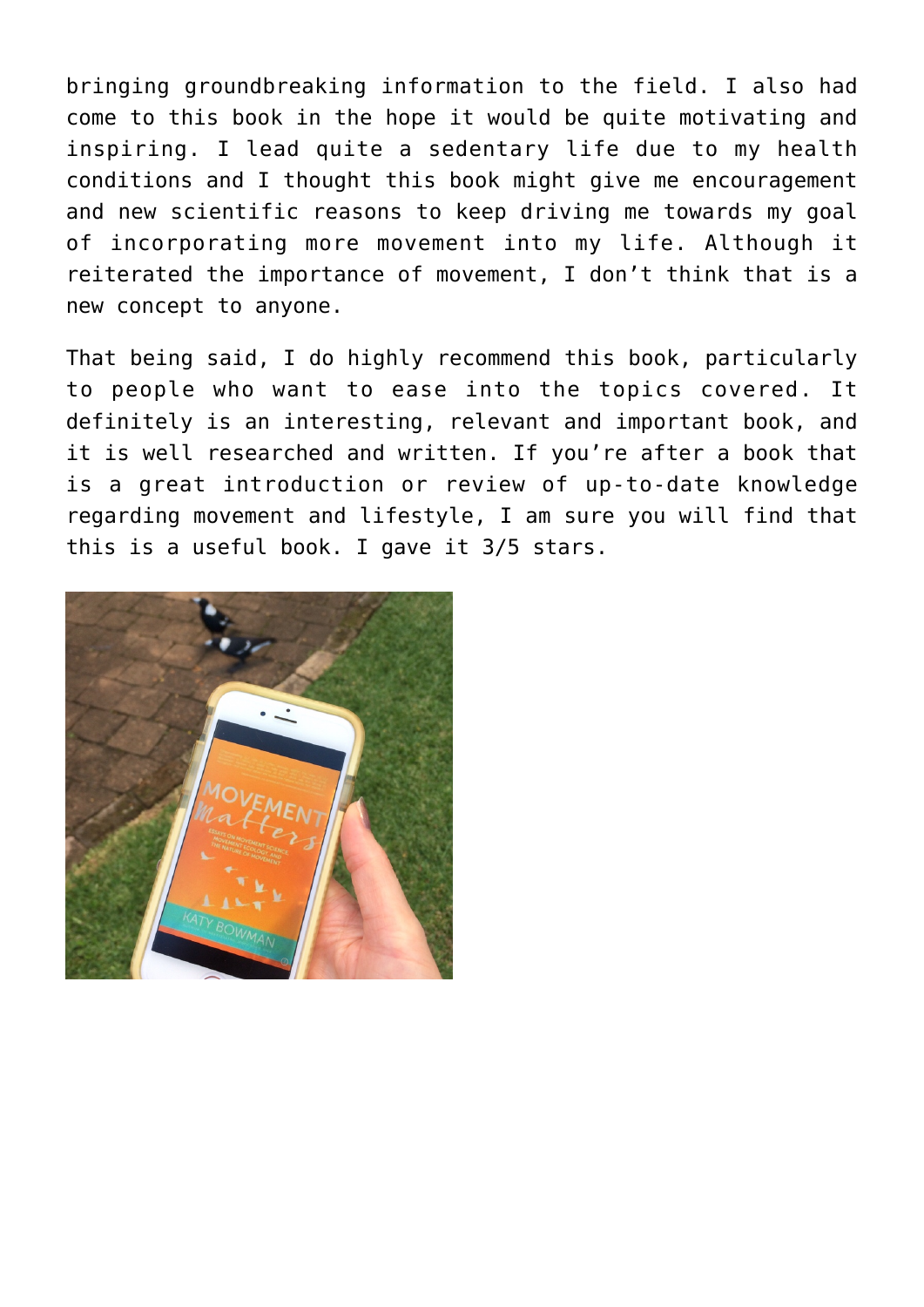bringing groundbreaking information to the field. I also had come to this book in the hope it would be quite motivating and inspiring. I lead quite a sedentary life due to my health conditions and I thought this book might give me encouragement and new scientific reasons to keep driving me towards my goal of incorporating more movement into my life. Although it reiterated the importance of movement, I don't think that is a new concept to anyone.

That being said, I do highly recommend this book, particularly to people who want to ease into the topics covered. It definitely is an interesting, relevant and important book, and it is well researched and written. If you're after a book that is a great introduction or review of up-to-date knowledge regarding movement and lifestyle, I am sure you will find that this is a useful book. I gave it 3/5 stars.